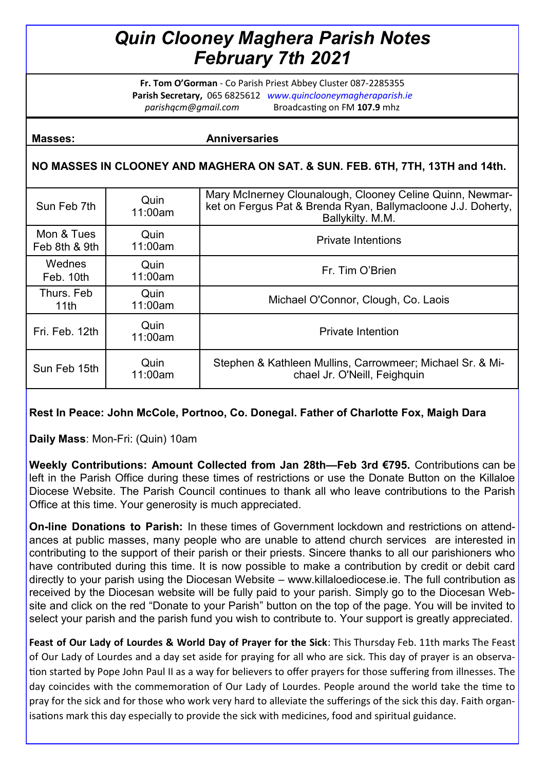# *Quin Clooney Maghera Parish Notes*
# *February 7th 2021*

**Fr. Tom O'Gorman** - Co Parish Priest Abbey Cluster 087-2285355
**Parish Secretary,** 065 6825612 *www.quinclooneymagheraparish.ie*
*parishqcm@gmail.com* Broadcasting on FM **107.9** mhz

**Masses:** **Anniversaries**

**NO MASSES IN CLOONEY AND MAGHERA ON SAT. & SUN. FEB. 6TH, 7TH, 13TH and 14th.**

| | | |
|---|---|---|
| Sun Feb 7th | Quin 11:00am | Mary McInerney Clounalough, Clooney Celine Quinn, Newmarket on Fergus Pat & Brenda Ryan, Ballymacloone J.J. Doherty, Ballykilty. M.M. |
| Mon & Tues Feb 8th & 9th | Quin 11:00am | Private Intentions |
| Wednes Feb. 10th | Quin 11:00am | Fr. Tim O'Brien |
| Thurs. Feb 11th | Quin 11:00am | Michael O'Connor, Clough, Co. Laois |
| Fri. Feb. 12th | Quin 11:00am | Private Intention |
| Sun Feb 15th | Quin 11:00am | Stephen & Kathleen Mullins, Carrowmeer; Michael Sr. & Michael Jr. O'Neill, Feighquin |

**Rest In Peace: John McCole, Portnoo, Co. Donegal. Father of Charlotte Fox, Maigh Dara**

**Daily Mass**: Mon-Fri: (Quin) 10am

**Weekly Contributions: Amount Collected from Jan 28th—Feb 3rd €795.** Contributions can be left in the Parish Office during these times of restrictions or use the Donate Button on the Killaloe Diocese Website. The Parish Council continues to thank all who leave contributions to the Parish Office at this time. Your generosity is much appreciated.

**On-line Donations to Parish:** In these times of Government lockdown and restrictions on attendances at public masses, many people who are unable to attend church services are interested in contributing to the support of their parish or their priests. Sincere thanks to all our parishioners who have contributed during this time. It is now possible to make a contribution by credit or debit card directly to your parish using the Diocesan Website – www.killaloediocese.ie. The full contribution as received by the Diocesan website will be fully paid to your parish. Simply go to the Diocesan Website and click on the red "Donate to your Parish" button on the top of the page. You will be invited to select your parish and the parish fund you wish to contribute to. Your support is greatly appreciated.

**Feast of Our Lady of Lourdes & World Day of Prayer for the Sick**: This Thursday Feb. 11th marks The Feast of Our Lady of Lourdes and a day set aside for praying for all who are sick. This day of prayer is an observation started by Pope John Paul II as a way for believers to offer prayers for those suffering from illnesses. The day coincides with the commemoration of Our Lady of Lourdes. People around the world take the time to pray for the sick and for those who work very hard to alleviate the sufferings of the sick this day. Faith organisations mark this day especially to provide the sick with medicines, food and spiritual guidance.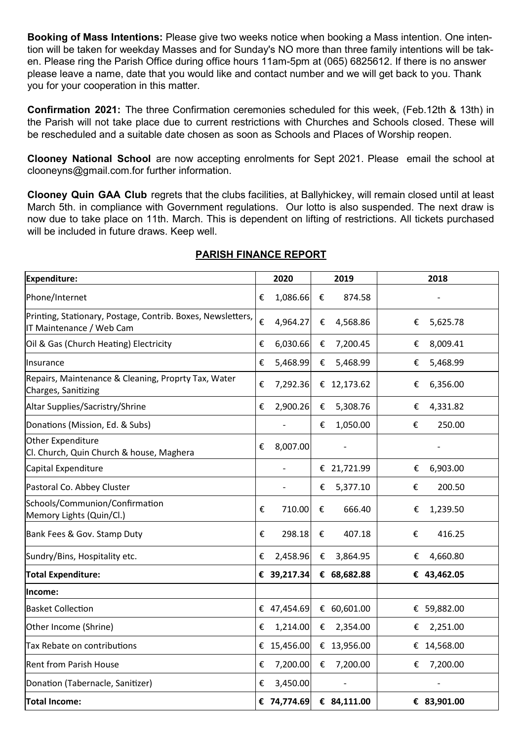**Booking of Mass Intentions:** Please give two weeks notice when booking a Mass intention. One intention will be taken for weekday Masses and for Sunday's NO more than three family intentions will be taken. Please ring the Parish Office during office hours 11am-5pm at (065) 6825612. If there is no answer please leave a name, date that you would like and contact number and we will get back to you. Thank you for your cooperation in this matter.

**Confirmation 2021:** The three Confirmation ceremonies scheduled for this week, (Feb.12th & 13th) in the Parish will not take place due to current restrictions with Churches and Schools closed. These will be rescheduled and a suitable date chosen as soon as Schools and Places of Worship reopen.

**Clooney National School** are now accepting enrolments for Sept 2021. Please email the school at clooneyns@gmail.com.for further information.

**Clooney Quin GAA Club** regrets that the clubs facilities, at Ballyhickey, will remain closed until at least March 5th. in compliance with Government regulations. Our lotto is also suspended. The next draw is now due to take place on 11th. March. This is dependent on lifting of restrictions. All tickets purchased will be included in future draws. Keep well.

## PARISH FINANCE REPORT

| **Expenditure:** | 2020 | 2019 | 2018 |
|---|---|---|---|
| Phone/Internet | € 1,086.66 | € 874.58 | - |
| Printing, Stationary, Postage, Contrib. Boxes, Newsletters, IT Maintenance / Web Cam | € 4,964.27 | € 4,568.86 | € 5,625.78 |
| Oil & Gas (Church Heating) Electricity | € 6,030.66 | € 7,200.45 | € 8,009.41 |
| Insurance | € 5,468.99 | € 5,468.99 | € 5,468.99 |
| Repairs, Maintenance & Cleaning, Proprty Tax, Water Charges, Sanitizing | € 7,292.36 | € 12,173.62 | € 6,356.00 |
| Altar Supplies/Sacristry/Shrine | € 2,900.26 | € 5,308.76 | € 4,331.82 |
| Donations (Mission, Ed. & Subs) | - | € 1,050.00 | € 250.00 |
| Other Expenditure Cl. Church, Quin Church & house, Maghera | € 8,007.00 | - | - |
| Capital Expenditure | - | € 21,721.99 | € 6,903.00 |
| Pastoral Co. Abbey Cluster | - | € 5,377.10 | € 200.50 |
| Schools/Communion/Confirmation Memory Lights (Quin/Cl.) | € 710.00 | € 666.40 | € 1,239.50 |
| Bank Fees & Gov. Stamp Duty | € 298.18 | € 407.18 | € 416.25 |
| Sundry/Bins, Hospitality etc. | € 2,458.96 | € 3,864.95 | € 4,660.80 |
| **Total Expenditure:** | **€ 39,217.34** | **€ 68,682.88** | **€ 43,462.05** |
| **Income:** | | | |
| Basket Collection | € 47,454.69 | € 60,601.00 | € 59,882.00 |
| Other Income (Shrine) | € 1,214.00 | € 2,354.00 | € 2,251.00 |
| Tax Rebate on contributions | € 15,456.00 | € 13,956.00 | € 14,568.00 |
| Rent from Parish House | € 7,200.00 | € 7,200.00 | € 7,200.00 |
| Donation (Tabernacle, Sanitizer) | € 3,450.00 | - | - |
| **Total Income:** | **€ 74,774.69** | **€ 84,111.00** | **€ 83,901.00** |